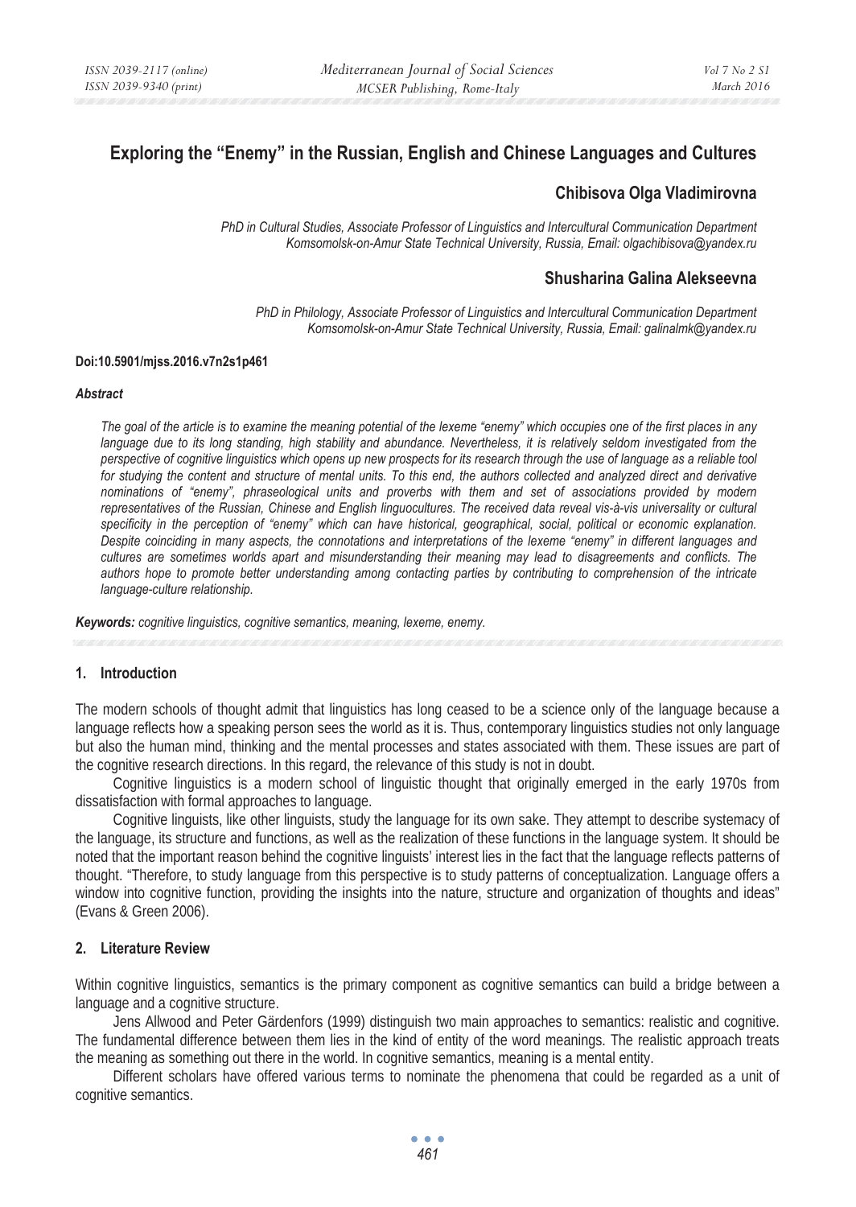# Exploring the "Enemy" in the Russian, English and Chinese Languages and Cultures

### Chibisova Olga Vladimirovna

*PhD in Cultural Studies, Associate Professor of Linguistics and Intercultural Communication Department*
*Komsomolsk-on-Amur State Technical University, Russia, Email: olgachibisova@yandex.ru*

### Shusharina Galina Alekseevna

*PhD in Philology, Associate Professor of Linguistics and Intercultural Communication Department*
*Komsomolsk-on-Amur State Technical University, Russia, Email: galinalmk@yandex.ru*

**Doi:10.5901/mjss.2016.v7n2s1p461**

***Abstract***

*The goal of the article is to examine the meaning potential of the lexeme "enemy" which occupies one of the first places in any language due to its long standing, high stability and abundance. Nevertheless, it is relatively seldom investigated from the perspective of cognitive linguistics which opens up new prospects for its research through the use of language as a reliable tool for studying the content and structure of mental units. To this end, the authors collected and analyzed direct and derivative nominations of "enemy", phraseological units and proverbs with them and set of associations provided by modern representatives of the Russian, Chinese and English linguocultures. The received data reveal vis-à-vis universality or cultural specificity in the perception of "enemy" which can have historical, geographical, social, political or economic explanation. Despite coinciding in many aspects, the connotations and interpretations of the lexeme "enemy" in different languages and cultures are sometimes worlds apart and misunderstanding their meaning may lead to disagreements and conflicts. The authors hope to promote better understanding among contacting parties by contributing to comprehension of the intricate language-culture relationship.*

***Keywords:*** *cognitive linguistics, cognitive semantics, meaning, lexeme, enemy.*

## 1. Introduction

The modern schools of thought admit that linguistics has long ceased to be a science only of the language because a language reflects how a speaking person sees the world as it is. Thus, contemporary linguistics studies not only language but also the human mind, thinking and the mental processes and states associated with them. These issues are part of the cognitive research directions. In this regard, the relevance of this study is not in doubt.

Cognitive linguistics is a modern school of linguistic thought that originally emerged in the early 1970s from dissatisfaction with formal approaches to language.

Cognitive linguists, like other linguists, study the language for its own sake. They attempt to describe systemacy of the language, its structure and functions, as well as the realization of these functions in the language system. It should be noted that the important reason behind the cognitive linguists' interest lies in the fact that the language reflects patterns of thought. "Therefore, to study language from this perspective is to study patterns of conceptualization. Language offers a window into cognitive function, providing the insights into the nature, structure and organization of thoughts and ideas" (Evans & Green 2006).

## 2. Literature Review

Within cognitive linguistics, semantics is the primary component as cognitive semantics can build a bridge between a language and a cognitive structure.

Jens Allwood and Peter Gärdenfors (1999) distinguish two main approaches to semantics: realistic and cognitive. The fundamental difference between them lies in the kind of entity of the word meanings. The realistic approach treats the meaning as something out there in the world. In cognitive semantics, meaning is a mental entity.

Different scholars have offered various terms to nominate the phenomena that could be regarded as a unit of cognitive semantics.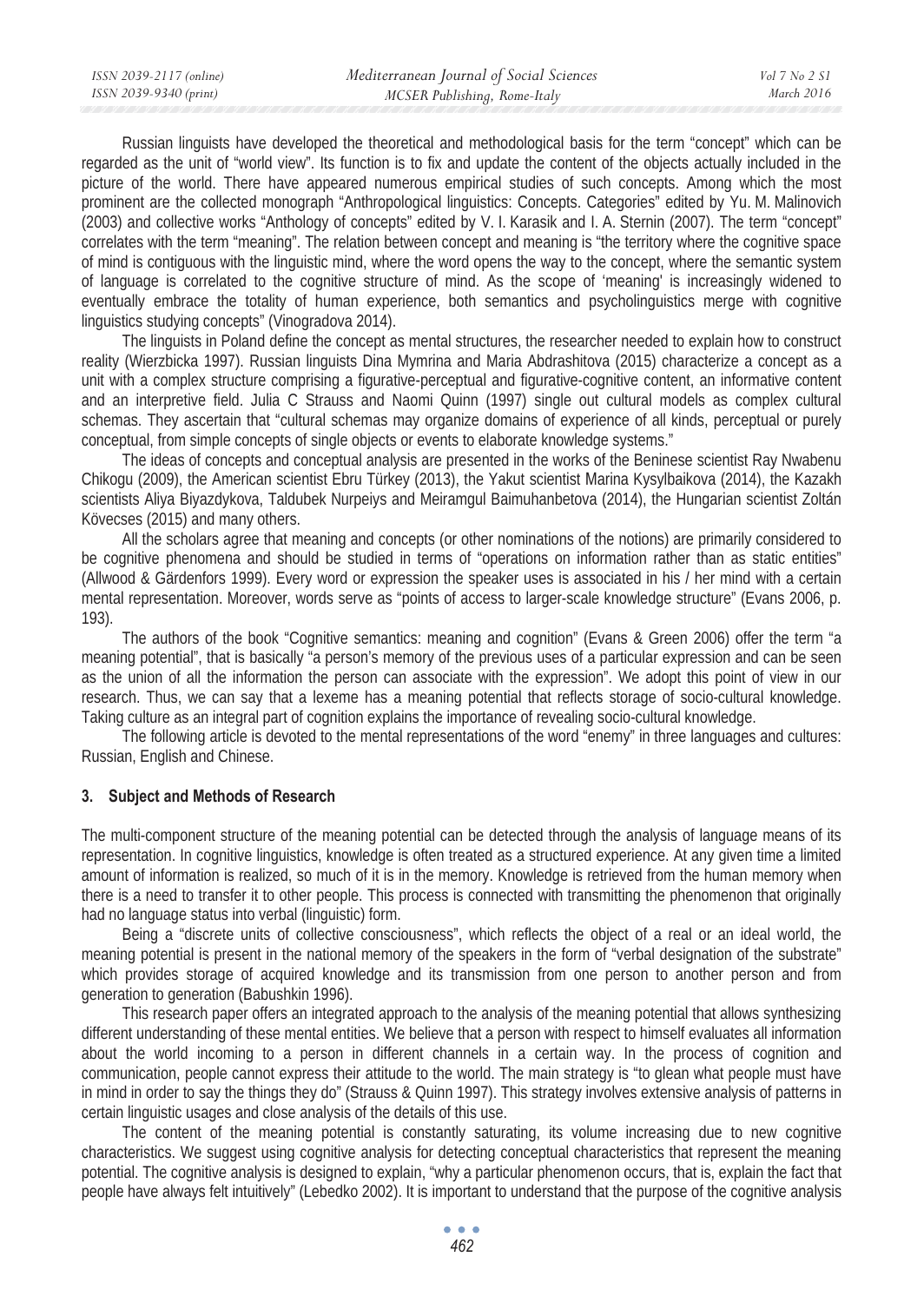Russian linguists have developed the theoretical and methodological basis for the term "concept" which can be regarded as the unit of "world view". Its function is to fix and update the content of the objects actually included in the picture of the world. There have appeared numerous empirical studies of such concepts. Among which the most prominent are the collected monograph "Anthropological linguistics: Concepts. Categories" edited by Yu. M. Malinovich (2003) and collective works "Anthology of concepts" edited by V. I. Karasik and I. A. Sternin (2007). The term "concept" correlates with the term "meaning". The relation between concept and meaning is "the territory where the cognitive space of mind is contiguous with the linguistic mind, where the word opens the way to the concept, where the semantic system of language is correlated to the cognitive structure of mind. As the scope of 'meaning' is increasingly widened to eventually embrace the totality of human experience, both semantics and psycholinguistics merge with cognitive linguistics studying concepts" (Vinogradova 2014).

The linguists in Poland define the concept as mental structures, the researcher needed to explain how to construct reality (Wierzbicka 1997). Russian linguists Dina Mymrina and Maria Abdrashitova (2015) characterize a concept as a unit with a complex structure comprising a figurative-perceptual and figurative-cognitive content, an informative content and an interpretive field. Julia C Strauss and Naomi Quinn (1997) single out cultural models as complex cultural schemas. They ascertain that "cultural schemas may organize domains of experience of all kinds, perceptual or purely conceptual, from simple concepts of single objects or events to elaborate knowledge systems."

The ideas of concepts and conceptual analysis are presented in the works of the Beninese scientist Ray Nwabenu Chikogu (2009), the American scientist Ebru Türkey (2013), the Yakut scientist Marina Kysylbaikova (2014), the Kazakh scientists Aliya Biyazdykova, Taldubek Nurpeiys and Meiramgul Baimuhanbetova (2014), the Hungarian scientist Zoltán Kövecses (2015) and many others.

All the scholars agree that meaning and concepts (or other nominations of the notions) are primarily considered to be cognitive phenomena and should be studied in terms of "operations on information rather than as static entities" (Allwood & Gärdenfors 1999). Every word or expression the speaker uses is associated in his / her mind with a certain mental representation. Moreover, words serve as "points of access to larger-scale knowledge structure" (Evans 2006, p. 193).

The authors of the book "Cognitive semantics: meaning and cognition" (Evans & Green 2006) offer the term "a meaning potential", that is basically "a person's memory of the previous uses of a particular expression and can be seen as the union of all the information the person can associate with the expression". We adopt this point of view in our research. Thus, we can say that a lexeme has a meaning potential that reflects storage of socio-cultural knowledge. Taking culture as an integral part of cognition explains the importance of revealing socio-cultural knowledge.

The following article is devoted to the mental representations of the word "enemy" in three languages and cultures: Russian, English and Chinese.

## 3. Subject and Methods of Research

The multi-component structure of the meaning potential can be detected through the analysis of language means of its representation. In cognitive linguistics, knowledge is often treated as a structured experience. At any given time a limited amount of information is realized, so much of it is in the memory. Knowledge is retrieved from the human memory when there is a need to transfer it to other people. This process is connected with transmitting the phenomenon that originally had no language status into verbal (linguistic) form.

Being a "discrete units of collective consciousness", which reflects the object of a real or an ideal world, the meaning potential is present in the national memory of the speakers in the form of "verbal designation of the substrate" which provides storage of acquired knowledge and its transmission from one person to another person and from generation to generation (Babushkin 1996).

This research paper offers an integrated approach to the analysis of the meaning potential that allows synthesizing different understanding of these mental entities. We believe that a person with respect to himself evaluates all information about the world incoming to a person in different channels in a certain way. In the process of cognition and communication, people cannot express their attitude to the world. The main strategy is "to glean what people must have in mind in order to say the things they do" (Strauss & Quinn 1997). This strategy involves extensive analysis of patterns in certain linguistic usages and close analysis of the details of this use.

The content of the meaning potential is constantly saturating, its volume increasing due to new cognitive characteristics. We suggest using cognitive analysis for detecting conceptual characteristics that represent the meaning potential. The cognitive analysis is designed to explain, "why a particular phenomenon occurs, that is, explain the fact that people have always felt intuitively" (Lebedko 2002). It is important to understand that the purpose of the cognitive analysis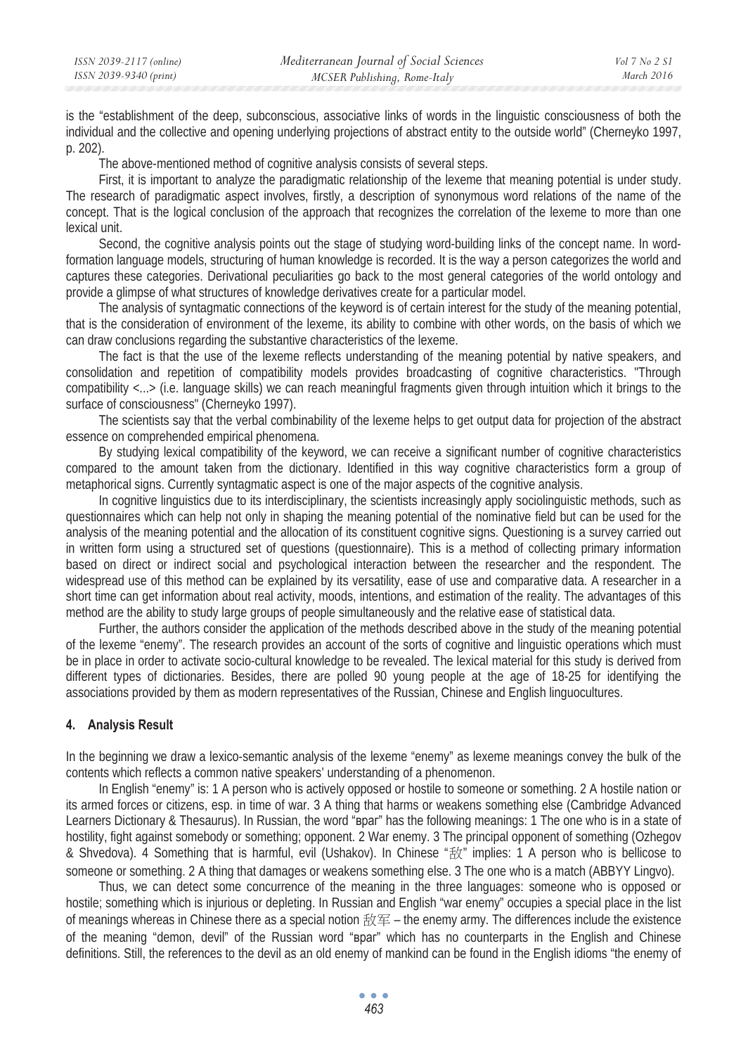is the "establishment of the deep, subconscious, associative links of words in the linguistic consciousness of both the individual and the collective and opening underlying projections of abstract entity to the outside world" (Cherneyko 1997, p. 202).

The above-mentioned method of cognitive analysis consists of several steps.

First, it is important to analyze the paradigmatic relationship of the lexeme that meaning potential is under study. The research of paradigmatic aspect involves, firstly, a description of synonymous word relations of the name of the concept. That is the logical conclusion of the approach that recognizes the correlation of the lexeme to more than one lexical unit.

Second, the cognitive analysis points out the stage of studying word-building links of the concept name. In word-formation language models, structuring of human knowledge is recorded. It is the way a person categorizes the world and captures these categories. Derivational peculiarities go back to the most general categories of the world ontology and provide a glimpse of what structures of knowledge derivatives create for a particular model.

The analysis of syntagmatic connections of the keyword is of certain interest for the study of the meaning potential, that is the consideration of environment of the lexeme, its ability to combine with other words, on the basis of which we can draw conclusions regarding the substantive characteristics of the lexeme.

The fact is that the use of the lexeme reflects understanding of the meaning potential by native speakers, and consolidation and repetition of compatibility models provides broadcasting of cognitive characteristics. "Through compatibility <...> (i.e. language skills) we can reach meaningful fragments given through intuition which it brings to the surface of consciousness" (Cherneyko 1997).

The scientists say that the verbal combinability of the lexeme helps to get output data for projection of the abstract essence on comprehended empirical phenomena.

By studying lexical compatibility of the keyword, we can receive a significant number of cognitive characteristics compared to the amount taken from the dictionary. Identified in this way cognitive characteristics form a group of metaphorical signs. Currently syntagmatic aspect is one of the major aspects of the cognitive analysis.

In cognitive linguistics due to its interdisciplinary, the scientists increasingly apply sociolinguistic methods, such as questionnaires which can help not only in shaping the meaning potential of the nominative field but can be used for the analysis of the meaning potential and the allocation of its constituent cognitive signs. Questioning is a survey carried out in written form using a structured set of questions (questionnaire). This is a method of collecting primary information based on direct or indirect social and psychological interaction between the researcher and the respondent. The widespread use of this method can be explained by its versatility, ease of use and comparative data. A researcher in a short time can get information about real activity, moods, intentions, and estimation of the reality. The advantages of this method are the ability to study large groups of people simultaneously and the relative ease of statistical data.

Further, the authors consider the application of the methods described above in the study of the meaning potential of the lexeme "enemy". The research provides an account of the sorts of cognitive and linguistic operations which must be in place in order to activate socio-cultural knowledge to be revealed. The lexical material for this study is derived from different types of dictionaries. Besides, there are polled 90 young people at the age of 18-25 for identifying the associations provided by them as modern representatives of the Russian, Chinese and English linguocultures.

## 4. Analysis Result

In the beginning we draw a lexico-semantic analysis of the lexeme "enemy" as lexeme meanings convey the bulk of the contents which reflects a common native speakers' understanding of a phenomenon.

In English "enemy" is: 1 A person who is actively opposed or hostile to someone or something. 2 A hostile nation or its armed forces or citizens, esp. in time of war. 3 A thing that harms or weakens something else (Cambridge Advanced Learners Dictionary & Thesaurus). In Russian, the word "враг" has the following meanings: 1 The one who is in a state of hostility, fight against somebody or something; opponent. 2 War enemy. 3 The principal opponent of something (Ozhegov & Shvedova). 4 Something that is harmful, evil (Ushakov). In Chinese "敌" implies: 1 A person who is bellicose to someone or something. 2 A thing that damages or weakens something else. 3 The one who is a match (ABBYY Lingvo).

Thus, we can detect some concurrence of the meaning in the three languages: someone who is opposed or hostile; something which is injurious or depleting. In Russian and English "war enemy" occupies a special place in the list of meanings whereas in Chinese there as a special notion 敌军 – the enemy army. The differences include the existence of the meaning "demon, devil" of the Russian word "враг" which has no counterparts in the English and Chinese definitions. Still, the references to the devil as an old enemy of mankind can be found in the English idioms "the enemy of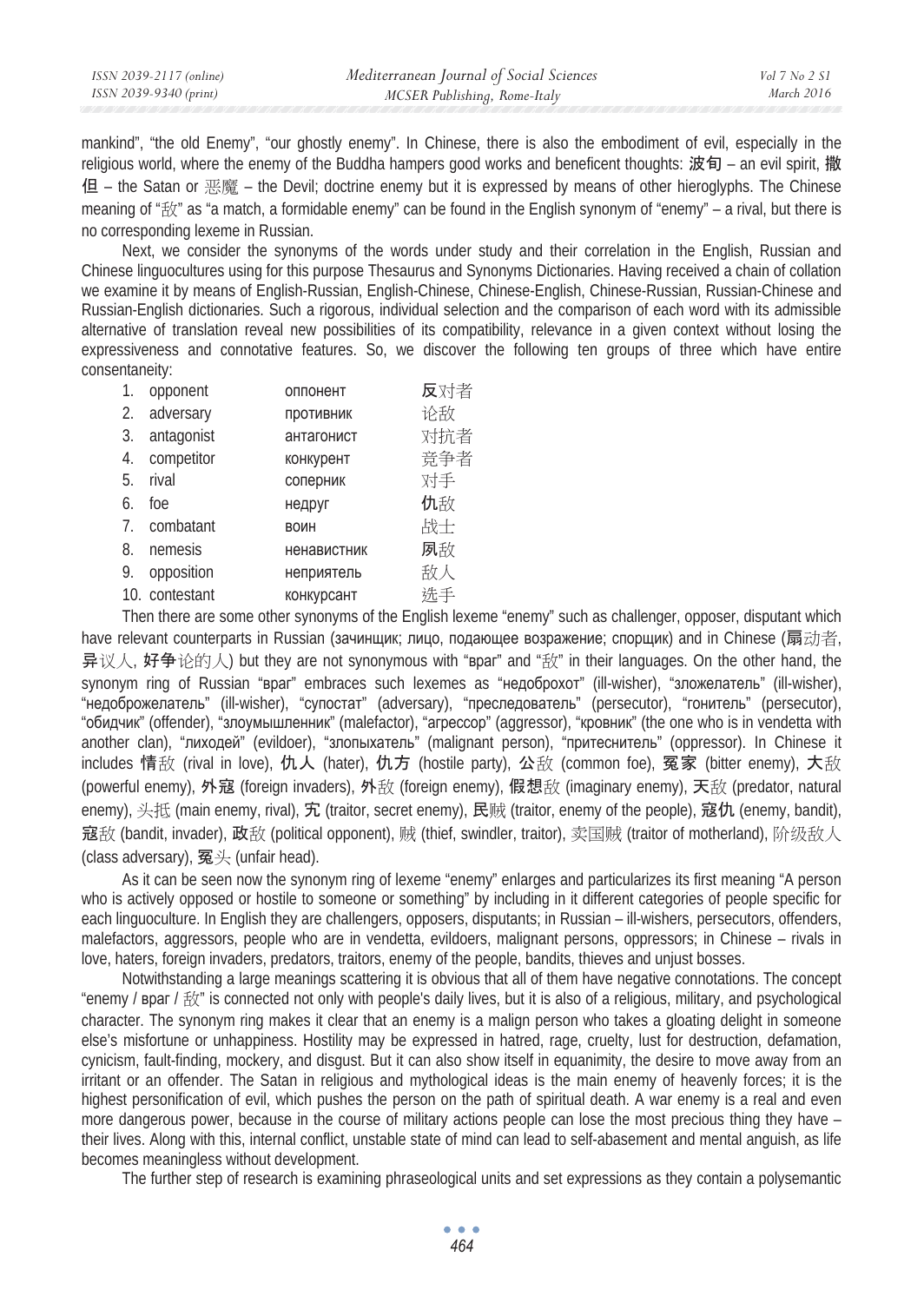mankind", "the old Enemy", "our ghostly enemy". In Chinese, there is also the embodiment of evil, especially in the religious world, where the enemy of the Buddha hampers good works and beneficent thoughts: **波旬** – an evil spirit, **撒但** – the Satan or 恶魔 – the Devil; doctrine enemy but it is expressed by means of other hieroglyphs. The Chinese meaning of "敌" as "a match, a formidable enemy" can be found in the English synonym of "enemy" – a rival, but there is no corresponding lexeme in Russian.

Next, we consider the synonyms of the words under study and their correlation in the English, Russian and Chinese linguocultures using for this purpose Thesaurus and Synonyms Dictionaries. Having received a chain of collation we examine it by means of English-Russian, English-Chinese, Chinese-English, Chinese-Russian, Russian-Chinese and Russian-English dictionaries. Such a rigorous, individual selection and the comparison of each word with its admissible alternative of translation reveal new possibilities of its compatibility, relevance in a given context without losing the expressiveness and connotative features. So, we discover the following ten groups of three which have entire consentaneity:

| | | | |
|---|---|---|---|
| 1. | opponent | оппонент | **反**对者 |
| 2. | adversary | противник | 论敌 |
| 3. | antagonist | антагонист | 对抗者 |
| 4. | competitor | конкурент | 竞争者 |
| 5. | rival | соперник | 对手 |
| 6. | foe | недруг | **仇**敌 |
| 7. | combatant | воин | 战士 |
| 8. | nemesis | ненавистник | **夙**敌 |
| 9. | opposition | неприятель | 敌人 |
| 10. | contestant | конкурсант | 选手 |

Then there are some other synonyms of the English lexeme "enemy" such as challenger, opposer, disputant which have relevant counterparts in Russian (зачинщик; лицо, подающее возражение; спорщик) and in Chinese (**扇**动者, **异**议人, **好争**论的人) but they are not synonymous with "враг" and "敌" in their languages. On the other hand, the synonym ring of Russian "враг" embraces such lexemes as "недоброхот" (ill-wisher), "зложелатель" (ill-wisher), "недоброжелатель" (ill-wisher), "супостат" (adversary), "преследователь" (persecutor), "гонитель" (persecutor), "обидчик" (offender), "злоумышленник" (malefactor), "агрессор" (aggressor), "кровник" (the one who is in vendetta with another clan), "лиходей" (evildoer), "злопыхатель" (malignant person), "притеснитель" (oppressor). In Chinese it includes **情**敌 (rival in love), **仇人** (hater), **仇方** (hostile party), **公**敌 (common foe), **冤家** (bitter enemy), **大**敌 (powerful enemy), **外寇** (foreign invaders), **外**敌 (foreign enemy), **假想**敌 (imaginary enemy), **天**敌 (predator, natural enemy), 头抵 (main enemy, rival), **宄** (traitor, secret enemy), **民**贼 (traitor, enemy of the people), **寇仇** (enemy, bandit), **寇**敌 (bandit, invader), **政**敌 (political opponent), 贼 (thief, swindler, traitor), 卖国贼 (traitor of motherland), 阶级敌人 (class adversary), **冤**头 (unfair head).

As it can be seen now the synonym ring of lexeme "enemy" enlarges and particularizes its first meaning "A person who is actively opposed or hostile to someone or something" by including in it different categories of people specific for each linguoculture. In English they are challengers, opposers, disputants; in Russian – ill-wishers, persecutors, offenders, malefactors, aggressors, people who are in vendetta, evildoers, malignant persons, oppressors; in Chinese – rivals in love, haters, foreign invaders, predators, traitors, enemy of the people, bandits, thieves and unjust bosses.

Notwithstanding a large meanings scattering it is obvious that all of them have negative connotations. The concept "enemy / враг / 敌" is connected not only with people's daily lives, but it is also of a religious, military, and psychological character. The synonym ring makes it clear that an enemy is a malign person who takes a gloating delight in someone else's misfortune or unhappiness. Hostility may be expressed in hatred, rage, cruelty, lust for destruction, defamation, cynicism, fault-finding, mockery, and disgust. But it can also show itself in equanimity, the desire to move away from an irritant or an offender. The Satan in religious and mythological ideas is the main enemy of heavenly forces; it is the highest personification of evil, which pushes the person on the path of spiritual death. A war enemy is a real and even more dangerous power, because in the course of military actions people can lose the most precious thing they have – their lives. Along with this, internal conflict, unstable state of mind can lead to self-abasement and mental anguish, as life becomes meaningless without development.

The further step of research is examining phraseological units and set expressions as they contain a polysemantic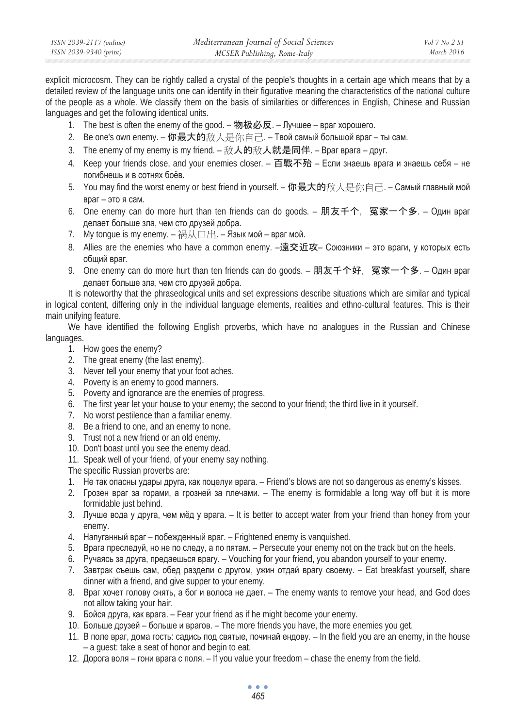explicit microcosm. They can be rightly called a crystal of the people's thoughts in a certain age which means that by a detailed review of the language units one can identify in their figurative meaning the characteristics of the national culture of the people as a whole. We classify them on the basis of similarities or differences in English, Chinese and Russian languages and get the following identical units.

1. The best is often the enemy of the good. – 物极必反. – Лучшее – враг хорошего.
2. Be one's own enemy. – 你最大的敌人是你自己. – Твой самый большой враг – ты сам.
3. The enemy of my enemy is my friend. – 敌人的敌人就是同伴. – Враг врага – друг.
4. Keep your friends close, and your enemies closer. – 百戰不殆 – Если знаешь врага и знаешь себя – не погибнешь и в сотнях боёв.
5. You may find the worst enemy or best friend in yourself. – 你最大的敌人是你自己. – Самый главный мой враг – это я сам.
6. One enemy can do more hurt than ten friends can do goods. – 朋友千个，冤家一个多. – Один враг делает больше зла, чем сто друзей добра.
7. My tongue is my enemy. – 祸从口出. – Язык мой – враг мой.
8. Allies are the enemies who have a common enemy. –遠交近攻– Союзники – это враги, у которых есть общий враг.
9. One enemy can do more hurt than ten friends can do goods. – 朋友千个好，冤家一个多. – Один враг делает больше зла, чем сто друзей добра.

It is noteworthy that the phraseological units and set expressions describe situations which are similar and typical in logical content, differing only in the individual language elements, realities and ethno-cultural features. This is their main unifying feature.

We have identified the following English proverbs, which have no analogues in the Russian and Chinese languages.

1. How goes the enemy?
2. The great enemy (the last enemy).
3. Never tell your enemy that your foot aches.
4. Poverty is an enemy to good manners.
5. Poverty and ignorance are the enemies of progress.
6. The first year let your house to your enemy; the second to your friend; the third live in it yourself.
7. No worst pestilence than a familiar enemy.
8. Be a friend to one, and an enemy to none.
9. Trust not a new friend or an old enemy.
10. Don't boast until you see the enemy dead.
11. Speak well of your friend, of your enemy say nothing.

The specific Russian proverbs are:

1. Не так опасны удары друга, как поцелуи врага. – Friend's blows are not so dangerous as enemy's kisses.
2. Грозен враг за горами, а грозней за плечами. – The enemy is formidable a long way off but it is more formidable just behind.
3. Лучше вода у друга, чем мёд у врага. – It is better to accept water from your friend than honey from your enemy.
4. Напуганный враг – побежденный враг. – Frightened enemy is vanquished.
5. Врага преследуй, но не по следу, а по пятам. – Persecute your enemy not on the track but on the heels.
6. Ручаясь за друга, предаешься врагу. – Vouching for your friend, you abandon yourself to your enemy.
7. Завтрак съешь сам, обед раздели с другом, ужин отдай врагу своему. – Eat breakfast yourself, share dinner with a friend, and give supper to your enemy.
8. Враг хочет голову снять, а бог и волоса не дает. – The enemy wants to remove your head, and God does not allow taking your hair.
9. Бойся друга, как врага. – Fear your friend as if he might become your enemy.
10. Больше друзей – больше и врагов. – The more friends you have, the more enemies you get.
11. В поле враг, дома гость: садись под святые, починай ендову. – In the field you are an enemy, in the house – a guest: take a seat of honor and begin to eat.
12. Дорога воля – гони врага с поля. – If you value your freedom – chase the enemy from the field.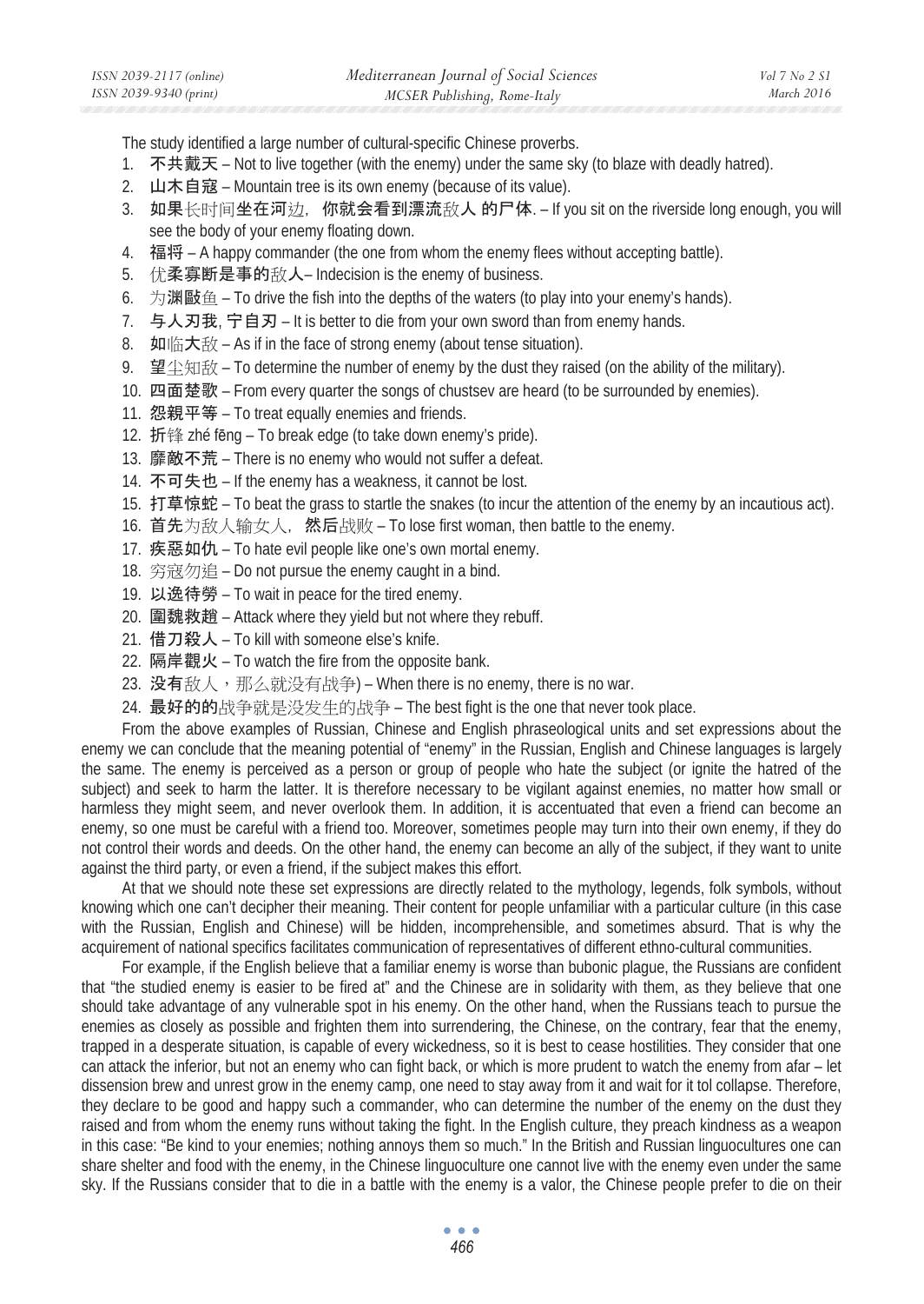The study identified a large number of cultural-specific Chinese proverbs.

1. **不共戴天** – Not to live together (with the enemy) under the same sky (to blaze with deadly hatred).
2. **山木自寇** – Mountain tree is its own enemy (because of its value).
3. **如果**长时间**坐在河**边，**你就会看到漂流**敌人 **的尸体**. – If you sit on the riverside long enough, you will see the body of your enemy floating down.
4. **福将** – A happy commander (the one from whom the enemy flees without accepting battle).
5. 优**柔寡断是事的**敌**人**– Indecision is the enemy of business.
6. 为**渊敺**鱼 – To drive the fish into the depths of the waters (to play into your enemy's hands).
7. **与人刃我, 宁自刃** – It is better to die from your own sword than from enemy hands.
8. **如**临**大**敌 – As if in the face of strong enemy (about tense situation).
9. **望**尘知敌 – To determine the number of enemy by the dust they raised (on the ability of the military).
10. **四面楚歌** – From every quarter the songs of chustsev are heard (to be surrounded by enemies).
11. **怨親平等** – To treat equally enemies and friends.
12. **折**锋 zhé fēng – To break edge (to take down enemy's pride).
13. **靡敵不荒** – There is no enemy who would not suffer a defeat.
14. **不可失也** – If the enemy has a weakness, it cannot be lost.
15. **打草惊蛇** – To beat the grass to startle the snakes (to incur the attention of the enemy by an incautious act).
16. **首先**为敌人输女人，**然后**战败 – To lose first woman, then battle to the enemy.
17. **疾惡如仇** – To hate evil people like one's own mortal enemy.
18. 穷寇勿追 – Do not pursue the enemy caught in a bind.
19. **以逸待勞** – To wait in peace for the tired enemy.
20. **圍魏救趙** – Attack where they yield but not where they rebuff.
21. **借刀殺人** – To kill with someone else's knife.
22. **隔岸觀火** – To watch the fire from the opposite bank.
23. **没有**敌人，那么就没有战争) – When there is no enemy, there is no war.
24. **最好的的**战争就是没发生的战争 – The best fight is the one that never took place.

From the above examples of Russian, Chinese and English phraseological units and set expressions about the enemy we can conclude that the meaning potential of "enemy" in the Russian, English and Chinese languages is largely the same. The enemy is perceived as a person or group of people who hate the subject (or ignite the hatred of the subject) and seek to harm the latter. It is therefore necessary to be vigilant against enemies, no matter how small or harmless they might seem, and never overlook them. In addition, it is accentuated that even a friend can become an enemy, so one must be careful with a friend too. Moreover, sometimes people may turn into their own enemy, if they do not control their words and deeds. On the other hand, the enemy can become an ally of the subject, if they want to unite against the third party, or even a friend, if the subject makes this effort.

At that we should note these set expressions are directly related to the mythology, legends, folk symbols, without knowing which one can't decipher their meaning. Their content for people unfamiliar with a particular culture (in this case with the Russian, English and Chinese) will be hidden, incomprehensible, and sometimes absurd. That is why the acquirement of national specifics facilitates communication of representatives of different ethno-cultural communities.

For example, if the English believe that a familiar enemy is worse than bubonic plague, the Russians are confident that "the studied enemy is easier to be fired at" and the Chinese are in solidarity with them, as they believe that one should take advantage of any vulnerable spot in his enemy. On the other hand, when the Russians teach to pursue the enemies as closely as possible and frighten them into surrendering, the Chinese, on the contrary, fear that the enemy, trapped in a desperate situation, is capable of every wickedness, so it is best to cease hostilities. They consider that one can attack the inferior, but not an enemy who can fight back, or which is more prudent to watch the enemy from afar – let dissension brew and unrest grow in the enemy camp, one need to stay away from it and wait for it tol collapse. Therefore, they declare to be good and happy such a commander, who can determine the number of the enemy on the dust they raised and from whom the enemy runs without taking the fight. In the English culture, they preach kindness as a weapon in this case: "Be kind to your enemies; nothing annoys them so much." In the British and Russian linguocultures one can share shelter and food with the enemy, in the Chinese linguoculture one cannot live with the enemy even under the same sky. If the Russians consider that to die in a battle with the enemy is a valor, the Chinese people prefer to die on their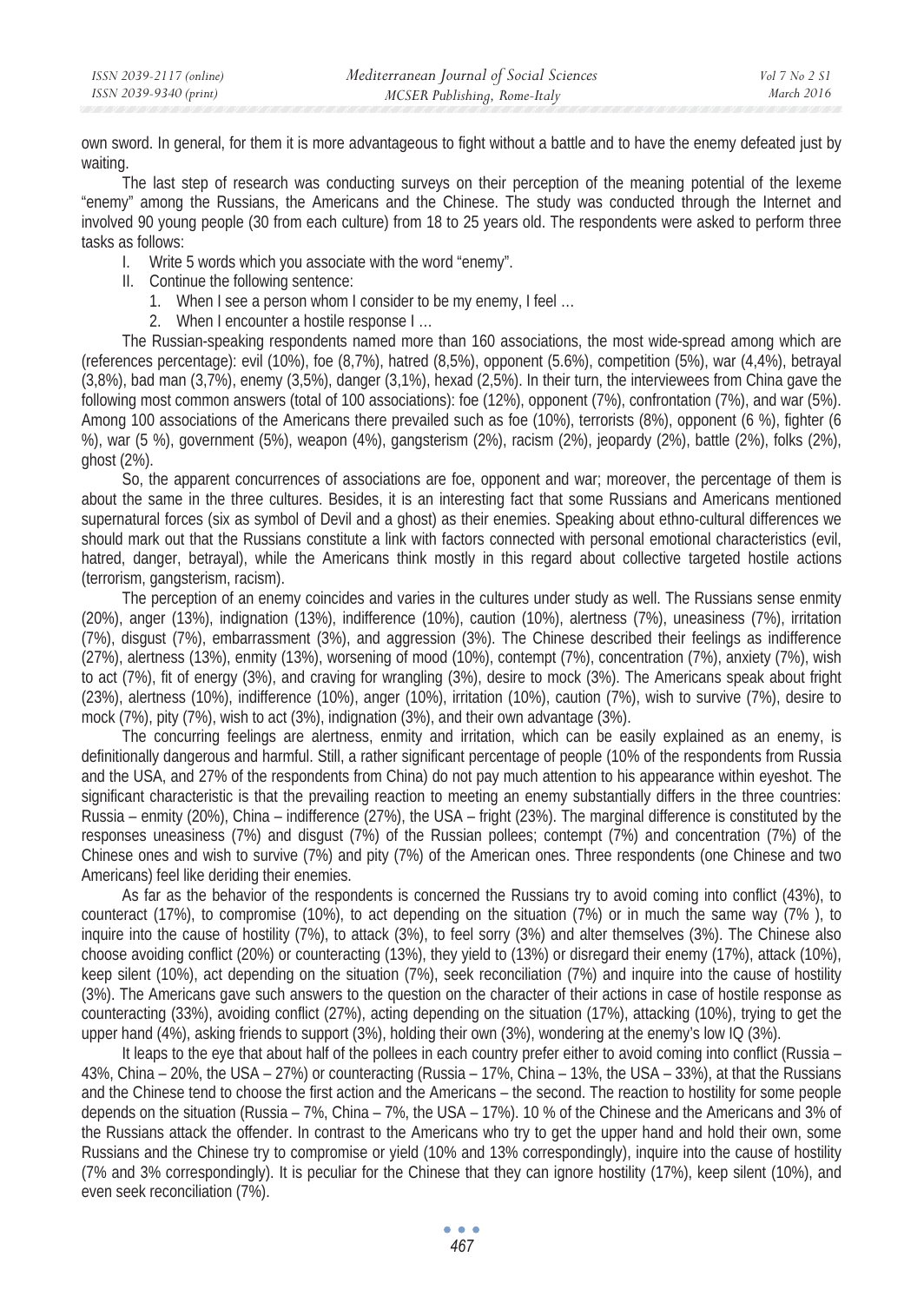own sword. In general, for them it is more advantageous to fight without a battle and to have the enemy defeated just by waiting.

The last step of research was conducting surveys on their perception of the meaning potential of the lexeme "enemy" among the Russians, the Americans and the Chinese. The study was conducted through the Internet and involved 90 young people (30 from each culture) from 18 to 25 years old. The respondents were asked to perform three tasks as follows:

I. Write 5 words which you associate with the word "enemy".
II. Continue the following sentence:
   1. When I see a person whom I consider to be my enemy, I feel …
   2. When I encounter a hostile response I …

The Russian-speaking respondents named more than 160 associations, the most wide-spread among which are (references percentage): evil (10%), foe (8,7%), hatred (8,5%), opponent (5.6%), competition (5%), war (4,4%), betrayal (3,8%), bad man (3,7%), enemy (3,5%), danger (3,1%), hexad (2,5%). In their turn, the interviewees from China gave the following most common answers (total of 100 associations): foe (12%), opponent (7%), confrontation (7%), and war (5%). Among 100 associations of the Americans there prevailed such as foe (10%), terrorists (8%), opponent (6 %), fighter (6 %), war (5 %), government (5%), weapon (4%), gangsterism (2%), racism (2%), jeopardy (2%), battle (2%), folks (2%), ghost (2%).

So, the apparent concurrences of associations are foe, opponent and war; moreover, the percentage of them is about the same in the three cultures. Besides, it is an interesting fact that some Russians and Americans mentioned supernatural forces (six as symbol of Devil and a ghost) as their enemies. Speaking about ethno-cultural differences we should mark out that the Russians constitute a link with factors connected with personal emotional characteristics (evil, hatred, danger, betrayal), while the Americans think mostly in this regard about collective targeted hostile actions (terrorism, gangsterism, racism).

The perception of an enemy coincides and varies in the cultures under study as well. The Russians sense enmity (20%), anger (13%), indignation (13%), indifference (10%), caution (10%), alertness (7%), uneasiness (7%), irritation (7%), disgust (7%), embarrassment (3%), and aggression (3%). The Chinese described their feelings as indifference (27%), alertness (13%), enmity (13%), worsening of mood (10%), contempt (7%), concentration (7%), anxiety (7%), wish to act (7%), fit of energy (3%), and craving for wrangling (3%), desire to mock (3%). The Americans speak about fright (23%), alertness (10%), indifference (10%), anger (10%), irritation (10%), caution (7%), wish to survive (7%), desire to mock (7%), pity (7%), wish to act (3%), indignation (3%), and their own advantage (3%).

The concurring feelings are alertness, enmity and irritation, which can be easily explained as an enemy, is definitionally dangerous and harmful. Still, a rather significant percentage of people (10% of the respondents from Russia and the USA, and 27% of the respondents from China) do not pay much attention to his appearance within eyeshot. The significant characteristic is that the prevailing reaction to meeting an enemy substantially differs in the three countries: Russia – enmity (20%), China – indifference (27%), the USA – fright (23%). The marginal difference is constituted by the responses uneasiness (7%) and disgust (7%) of the Russian pollees; contempt (7%) and concentration (7%) of the Chinese ones and wish to survive (7%) and pity (7%) of the American ones. Three respondents (one Chinese and two Americans) feel like deriding their enemies.

As far as the behavior of the respondents is concerned the Russians try to avoid coming into conflict (43%), to counteract (17%), to compromise (10%), to act depending on the situation (7%) or in much the same way (7% ), to inquire into the cause of hostility (7%), to attack (3%), to feel sorry (3%) and alter themselves (3%). The Chinese also choose avoiding conflict (20%) or counteracting (13%), they yield to (13%) or disregard their enemy (17%), attack (10%), keep silent (10%), act depending on the situation (7%), seek reconciliation (7%) and inquire into the cause of hostility (3%). The Americans gave such answers to the question on the character of their actions in case of hostile response as counteracting (33%), avoiding conflict (27%), acting depending on the situation (17%), attacking (10%), trying to get the upper hand (4%), asking friends to support (3%), holding their own (3%), wondering at the enemy's low IQ (3%).

It leaps to the eye that about half of the pollees in each country prefer either to avoid coming into conflict (Russia – 43%, China – 20%, the USA – 27%) or counteracting (Russia – 17%, China – 13%, the USA – 33%), at that the Russians and the Chinese tend to choose the first action and the Americans – the second. The reaction to hostility for some people depends on the situation (Russia – 7%, China – 7%, the USA – 17%). 10 % of the Chinese and the Americans and 3% of the Russians attack the offender. In contrast to the Americans who try to get the upper hand and hold their own, some Russians and the Chinese try to compromise or yield (10% and 13% correspondingly), inquire into the cause of hostility (7% and 3% correspondingly). It is peculiar for the Chinese that they can ignore hostility (17%), keep silent (10%), and even seek reconciliation (7%).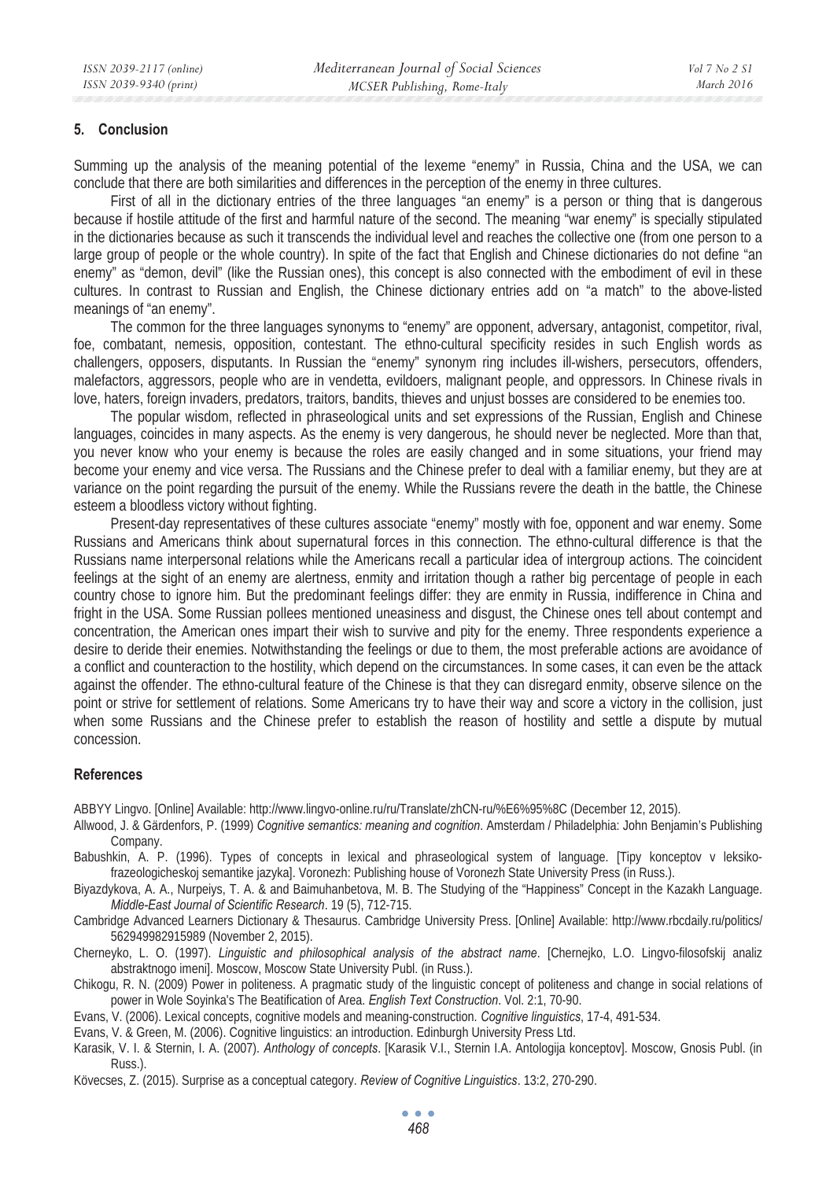## 5. Conclusion

Summing up the analysis of the meaning potential of the lexeme "enemy" in Russia, China and the USA, we can conclude that there are both similarities and differences in the perception of the enemy in three cultures.

First of all in the dictionary entries of the three languages "an enemy" is a person or thing that is dangerous because if hostile attitude of the first and harmful nature of the second. The meaning "war enemy" is specially stipulated in the dictionaries because as such it transcends the individual level and reaches the collective one (from one person to a large group of people or the whole country). In spite of the fact that English and Chinese dictionaries do not define "an enemy" as "demon, devil" (like the Russian ones), this concept is also connected with the embodiment of evil in these cultures. In contrast to Russian and English, the Chinese dictionary entries add on "a match" to the above-listed meanings of "an enemy".

The common for the three languages synonyms to "enemy" are opponent, adversary, antagonist, competitor, rival, foe, combatant, nemesis, opposition, contestant. The ethno-cultural specificity resides in such English words as challengers, opposers, disputants. In Russian the "enemy" synonym ring includes ill-wishers, persecutors, offenders, malefactors, aggressors, people who are in vendetta, evildoers, malignant people, and oppressors. In Chinese rivals in love, haters, foreign invaders, predators, traitors, bandits, thieves and unjust bosses are considered to be enemies too.

The popular wisdom, reflected in phraseological units and set expressions of the Russian, English and Chinese languages, coincides in many aspects. As the enemy is very dangerous, he should never be neglected. More than that, you never know who your enemy is because the roles are easily changed and in some situations, your friend may become your enemy and vice versa. The Russians and the Chinese prefer to deal with a familiar enemy, but they are at variance on the point regarding the pursuit of the enemy. While the Russians revere the death in the battle, the Chinese esteem a bloodless victory without fighting.

Present-day representatives of these cultures associate "enemy" mostly with foe, opponent and war enemy. Some Russians and Americans think about supernatural forces in this connection. The ethno-cultural difference is that the Russians name interpersonal relations while the Americans recall a particular idea of intergroup actions. The coincident feelings at the sight of an enemy are alertness, enmity and irritation though a rather big percentage of people in each country chose to ignore him. But the predominant feelings differ: they are enmity in Russia, indifference in China and fright in the USA. Some Russian pollees mentioned uneasiness and disgust, the Chinese ones tell about contempt and concentration, the American ones impart their wish to survive and pity for the enemy. Three respondents experience a desire to deride their enemies. Notwithstanding the feelings or due to them, the most preferable actions are avoidance of a conflict and counteraction to the hostility, which depend on the circumstances. In some cases, it can even be the attack against the offender. The ethno-cultural feature of the Chinese is that they can disregard enmity, observe silence on the point or strive for settlement of relations. Some Americans try to have their way and score a victory in the collision, just when some Russians and the Chinese prefer to establish the reason of hostility and settle a dispute by mutual concession.

## References

ABBYY Lingvo. [Online] Available: http://www.lingvo-online.ru/ru/Translate/zhCN-ru/%E6%95%8C (December 12, 2015).

Allwood, J. & Gärdenfors, P. (1999) *Cognitive semantics: meaning and cognition*. Amsterdam / Philadelphia: John Benjamin's Publishing Company.

Babushkin, A. P. (1996). Types of concepts in lexical and phraseological system of language. [Tipy konceptov v leksiko-frazeologicheskoj semantike jazyka]. Voronezh: Publishing house of Voronezh State University Press (in Russ.).

Biyazdykova, A. A., Nurpeiys, T. A. & and Baimuhanbetova, M. B. The Studying of the "Happiness" Concept in the Kazakh Language. *Middle-East Journal of Scientific Research*. 19 (5), 712-715.

Cambridge Advanced Learners Dictionary & Thesaurus. Cambridge University Press. [Online] Available: http://www.rbcdaily.ru/politics/562949982915989 (November 2, 2015).

Cherneyko, L. O. (1997). *Linguistic and philosophical analysis of the abstract name*. [Chernejko, L.O. Lingvo-filosofskij analiz abstraktnogo imeni]. Moscow, Moscow State University Publ. (in Russ.).

Chikogu, R. N. (2009) Power in politeness. A pragmatic study of the linguistic concept of politeness and change in social relations of power in Wole Soyinka's The Beatification of Area. *English Text Construction*. Vol. 2:1, 70-90.

Evans, V. (2006). Lexical concepts, cognitive models and meaning-construction. *Cognitive linguistics*, 17-4, 491-534.

Evans, V. & Green, M. (2006). Cognitive linguistics: an introduction. Edinburgh University Press Ltd.

Karasik, V. I. & Sternin, I. A. (2007). *Anthology of concepts*. [Karasik V.I., Sternin I.A. Antologija konceptov]. Moscow, Gnosis Publ. (in Russ.).

Kövecses, Z. (2015). Surprise as a conceptual category. *Review of Cognitive Linguistics*. 13:2, 270-290.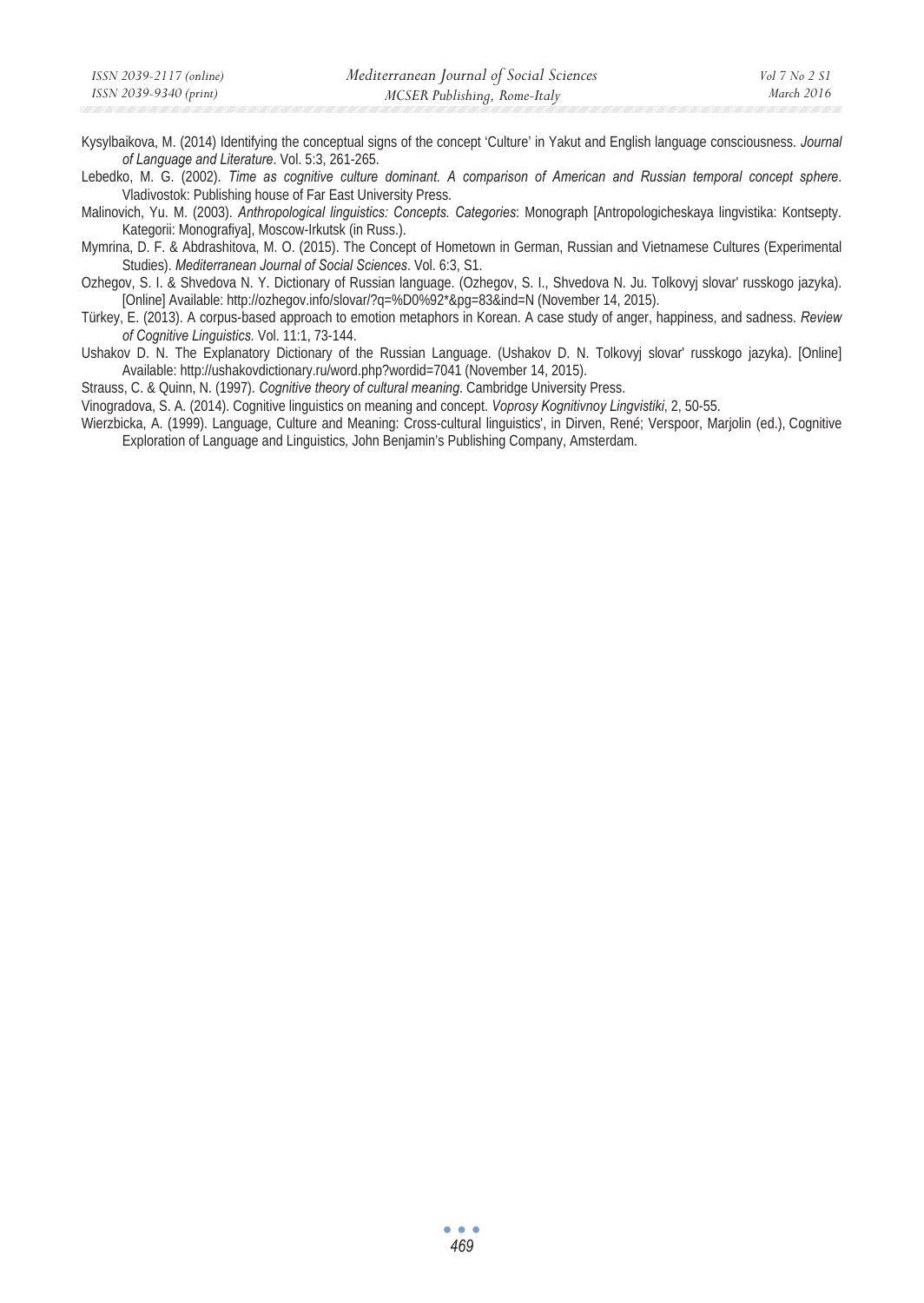Kysylbaikova, M. (2014) Identifying the conceptual signs of the concept 'Culture' in Yakut and English language consciousness. *Journal of Language and Literature*. Vol. 5:3, 261-265.

Lebedko, M. G. (2002). *Time as cognitive culture dominant. A comparison of American and Russian temporal concept sphere*. Vladivostok: Publishing house of Far East University Press.

Malinovich, Yu. M. (2003). *Anthropological linguistics: Concepts. Categories*: Monograph [Antropologicheskaya lingvistika: Kontsepty. Kategorii: Monografiya], Moscow-Irkutsk (in Russ.).

Mymrina, D. F. & Abdrashitova, M. O. (2015). The Concept of Hometown in German, Russian and Vietnamese Cultures (Experimental Studies). *Mediterranean Journal of Social Sciences*. Vol. 6:3, S1.

Ozhegov, S. I. & Shvedova N. Y. Dictionary of Russian language. (Ozhegov, S. I., Shvedova N. Ju. Tolkovyj slovar' russkogo jazyka). [Online] Available: http://ozhegov.info/slovar/?q=%D0%92*&pg=83&ind=N (November 14, 2015).

Türkey, E. (2013). A corpus-based approach to emotion metaphors in Korean. A case study of anger, happiness, and sadness. *Review of Cognitive Linguistics*. Vol. 11:1, 73-144.

Ushakov D. N. The Explanatory Dictionary of the Russian Language. (Ushakov D. N. Tolkovyj slovar' russkogo jazyka). [Online] Available: http://ushakovdictionary.ru/word.php?wordid=7041 (November 14, 2015).

Strauss, C. & Quinn, N. (1997). *Cognitive theory of cultural meaning*. Cambridge University Press.

Vinogradova, S. A. (2014). Cognitive linguistics on meaning and concept. *Voprosy Kognitivnoy Lingvistiki*, 2, 50-55.

Wierzbicka, A. (1999). Language, Culture and Meaning: Cross-cultural linguistics', in Dirven, René; Verspoor, Marjolin (ed.), Cognitive Exploration of Language and Linguistics, John Benjamin's Publishing Company, Amsterdam.